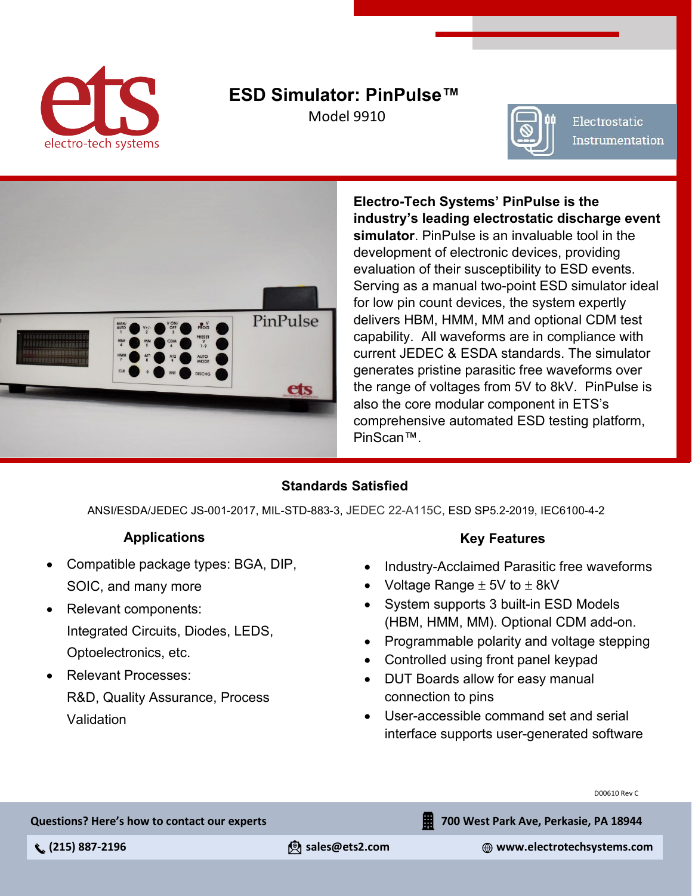# ESD Simulator: PinPulse™

Model 9910

Electrostatic Instrumentation

**Electro-Tech Systems' PinPulse is the industry's leading electrostatic discharge event simulator**. PinPulse is an invaluable tool in the development of electronic devices, providing evaluation of their susceptibility to ESD events. Serving as a manual two-point ESD simulator ideal for low pin count devices, the system expertly delivers HBM, HMM, MM and optional CDM test capability. All waveforms are in compliance with current JEDEC & ESDA standards. The simulator generates pristine parasitic free waveforms over the range of voltages from 5V to 8kV. PinPulse is also the core modular component in ETS's comprehensive automated ESD testing platform, PinScan™.

## Standards Satisfied

ANSI/ESDA/JEDEC JS-001-2017, MIL-STD-883-3, JEDEC 22-A115C, ESD SP5.2-2019, IEC6100-4-2

## Applications

- Compatible package types: BGA, DIP, SOIC, and many more
- Relevant components: Integrated Circuits, Diodes, LEDS, Optoelectronics, etc.
- Relevant Processes: R&D, Quality Assurance, Process Validation

## Key Features

- Industry-Acclaimed Parasitic free waveforms
- Voltage Range ± 5V to ± 8kV
- System supports 3 built-in ESD Models (HBM, HMM, MM). Optional CDM add-on.
- Programmable polarity and voltage stepping
- Controlled using front panel keypad
- DUT Boards allow for easy manual connection to pins
- User-accessible command set and serial interface supports user-generated software

D00610 Rev C

**Questions? Here's how to contact our experts**

**700 West Park Ave, Perkasie, PA 18944**

**(215) 887-2196** | **sales@ets2.com** | **www.electrotechsystems.com**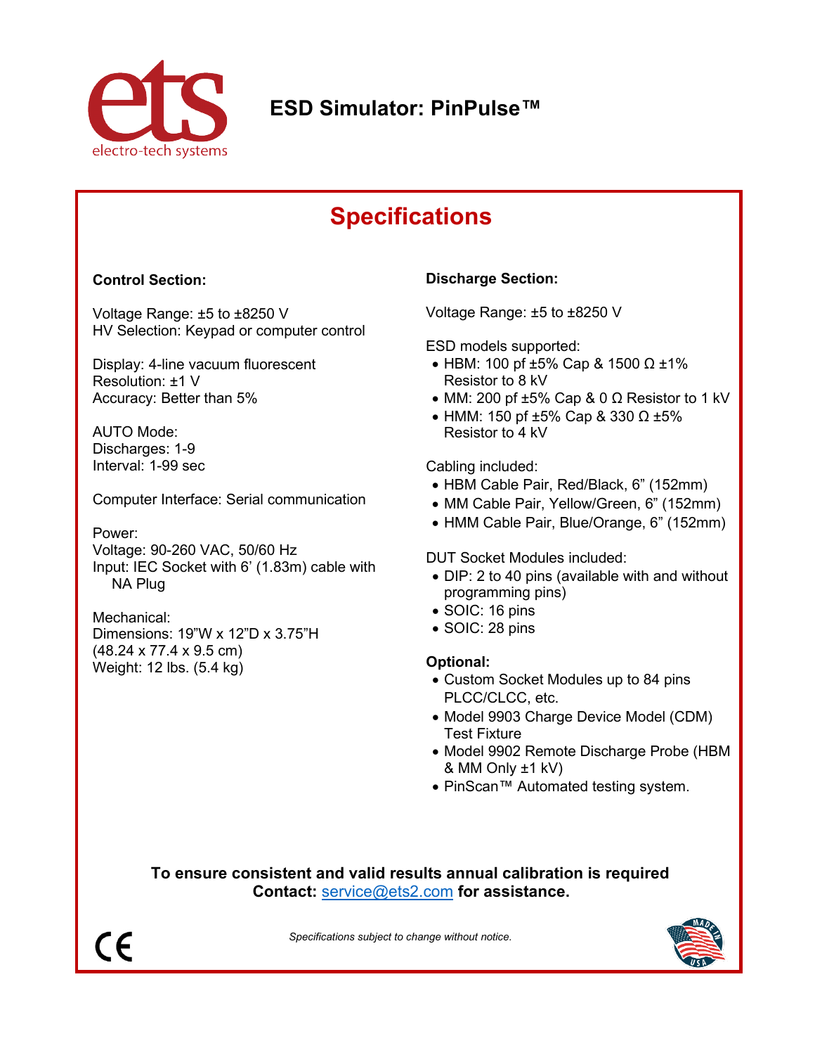# ESD Simulator: PinPulse™

## Specifications

### Control Section:

Voltage Range: ±5 to ±8250 V
HV Selection: Keypad or computer control

Display: 4-line vacuum fluorescent
Resolution: ±1 V
Accuracy: Better than 5%

AUTO Mode:
Discharges: 1-9
Interval: 1-99 sec

Computer Interface: Serial communication

Power:
Voltage: 90-260 VAC, 50/60 Hz
Input: IEC Socket with 6' (1.83m) cable with NA Plug

Mechanical:
Dimensions: 19"W x 12"D x 3.75"H (48.24 x 77.4 x 9.5 cm)
Weight: 12 lbs. (5.4 kg)

### Discharge Section:

Voltage Range: ±5 to ±8250 V

ESD models supported:

- HBM: 100 pf ±5% Cap & 1500 Ω ±1% Resistor to 8 kV
- MM: 200 pf ±5% Cap & 0 Ω Resistor to 1 kV
- HMM: 150 pf ±5% Cap & 330 Ω ±5% Resistor to 4 kV

Cabling included:

- HBM Cable Pair, Red/Black, 6" (152mm)
- MM Cable Pair, Yellow/Green, 6" (152mm)
- HMM Cable Pair, Blue/Orange, 6" (152mm)

DUT Socket Modules included:

- DIP: 2 to 40 pins (available with and without programming pins)
- SOIC: 16 pins
- SOIC: 28 pins

**Optional:**

- Custom Socket Modules up to 84 pins PLCC/CLCC, etc.
- Model 9903 Charge Device Model (CDM) Test Fixture
- Model 9902 Remote Discharge Probe (HBM & MM Only ±1 kV)
- PinScan™ Automated testing system.

**To ensure consistent and valid results annual calibration is required**
**Contact:** service@ets2.com **for assistance.**

*Specifications subject to change without notice.*